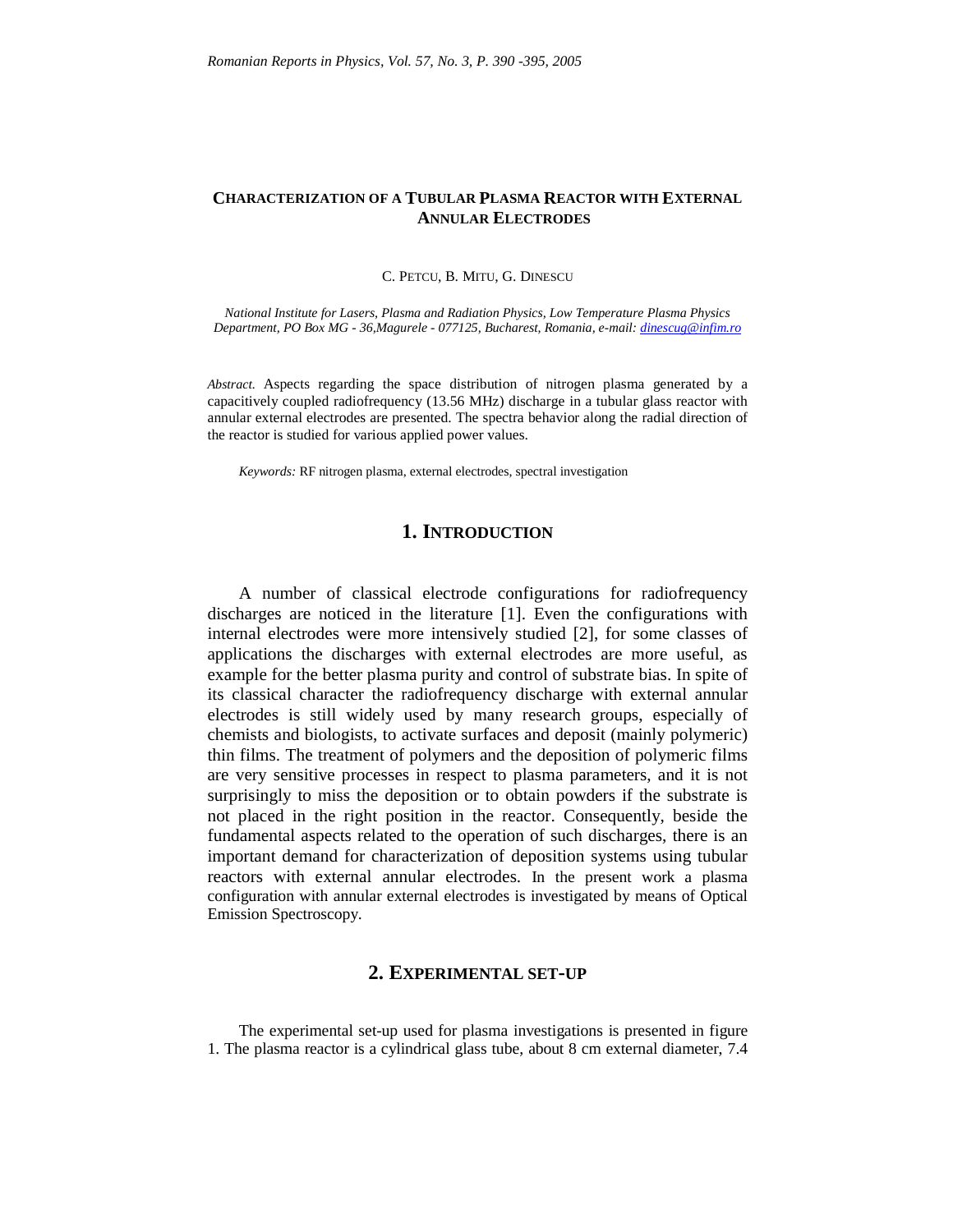# CHARACTERIZATION OF A TUBULAR PLASMA REACTOR WITH EXTERNAL ANNULAR ELECTRODES

C. PETCU, B. MITU, G. DINESCU

*National Institute for Lasers, Plasma and Radiation Physics, Low Temperature Plasma Physics Department, PO Box MG - 36,Magurele - 077125, Bucharest, Romania, e-mail: dinescug@infim.ro*

*Abstract.* Aspects regarding the space distribution of nitrogen plasma generated by a capacitively coupled radiofrequency (13.56 MHz) discharge in a tubular glass reactor with annular external electrodes are presented. The spectra behavior along the radial direction of the reactor is studied for various applied power values.

*Keywords:* RF nitrogen plasma, external electrodes, spectral investigation

## 1. INTRODUCTION

A number of classical electrode configurations for radiofrequency discharges are noticed in the literature [1]. Even the configurations with internal electrodes were more intensively studied [2], for some classes of applications the discharges with external electrodes are more useful, as example for the better plasma purity and control of substrate bias. In spite of its classical character the radiofrequency discharge with external annular electrodes is still widely used by many research groups, especially of chemists and biologists, to activate surfaces and deposit (mainly polymeric) thin films. The treatment of polymers and the deposition of polymeric films are very sensitive processes in respect to plasma parameters, and it is not surprisingly to miss the deposition or to obtain powders if the substrate is not placed in the right position in the reactor. Consequently, beside the fundamental aspects related to the operation of such discharges, there is an important demand for characterization of deposition systems using tubular reactors with external annular electrodes. In the present work a plasma configuration with annular external electrodes is investigated by means of Optical Emission Spectroscopy.

## 2. EXPERIMENTAL SET-UP

The experimental set-up used for plasma investigations is presented in figure 1. The plasma reactor is a cylindrical glass tube, about 8 cm external diameter, 7.4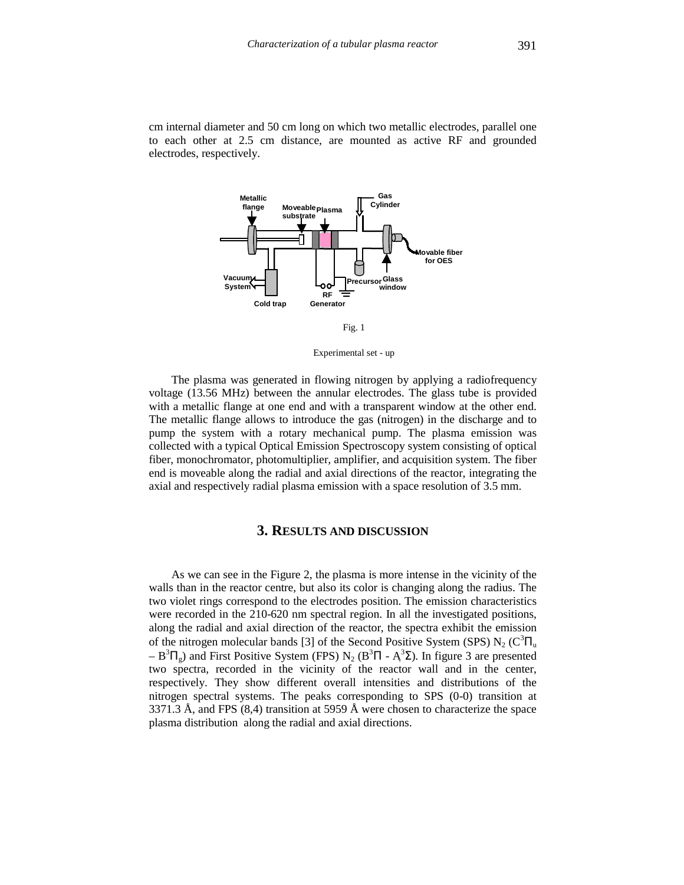cm internal diameter and 50 cm long on which two metallic electrodes, parallel one to each other at 2.5 cm distance, are mounted as active RF and grounded electrodes, respectively.

Fig. 1

Experimental set - up

The plasma was generated in flowing nitrogen by applying a radiofrequency voltage (13.56 MHz) between the annular electrodes. The glass tube is provided with a metallic flange at one end and with a transparent window at the other end. The metallic flange allows to introduce the gas (nitrogen) in the discharge and to pump the system with a rotary mechanical pump. The plasma emission was collected with a typical Optical Emission Spectroscopy system consisting of optical fiber, monochromator, photomultiplier, amplifier, and acquisition system. The fiber end is moveable along the radial and axial directions of the reactor, integrating the axial and respectively radial plasma emission with a space resolution of 3.5 mm.

## 3. RESULTS AND DISCUSSION

As we can see in the Figure 2, the plasma is more intense in the vicinity of the walls than in the reactor centre, but also its color is changing along the radius. The two violet rings correspond to the electrodes position. The emission characteristics were recorded in the 210-620 nm spectral region. In all the investigated positions, along the radial and axial direction of the reactor, the spectra exhibit the emission of the nitrogen molecular bands [3] of the Second Positive System (SPS) $N_2$ ($C^3\Pi_u$ – $B^3\Pi_g$) and First Positive System (FPS) $N_2$ ($B^3\Pi$ - $A^3\Sigma$). In figure 3 are presented two spectra, recorded in the vicinity of the reactor wall and in the center, respectively. They show different overall intensities and distributions of the nitrogen spectral systems. The peaks corresponding to SPS (0-0) transition at 3371.3 Å, and FPS (8,4) transition at 5959 Å were chosen to characterize the space plasma distribution along the radial and axial directions.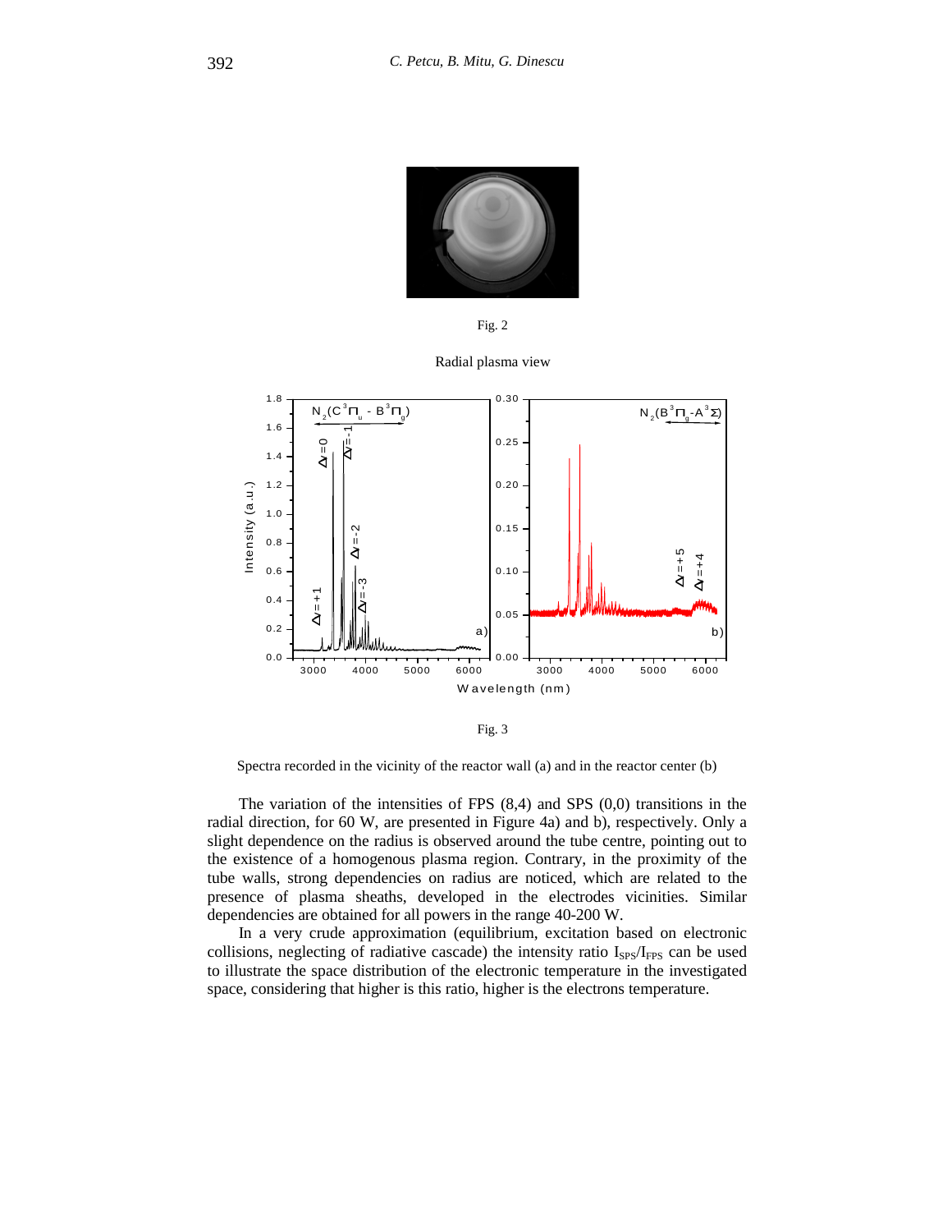Fig. 2

Radial plasma view

Fig. 3

Spectra recorded in the vicinity of the reactor wall (a) and in the reactor center (b)

The variation of the intensities of FPS (8,4) and SPS (0,0) transitions in the radial direction, for 60 W, are presented in Figure 4a) and b), respectively. Only a slight dependence on the radius is observed around the tube centre, pointing out to the existence of a homogenous plasma region. Contrary, in the proximity of the tube walls, strong dependencies on radius are noticed, which are related to the presence of plasma sheaths, developed in the electrodes vicinities. Similar dependencies are obtained for all powers in the range 40-200 W.

In a very crude approximation (equilibrium, excitation based on electronic collisions, neglecting of radiative cascade) the intensity ratio $I_{SPS}/I_{FPS}$ can be used to illustrate the space distribution of the electronic temperature in the investigated space, considering that higher is this ratio, higher is the electrons temperature.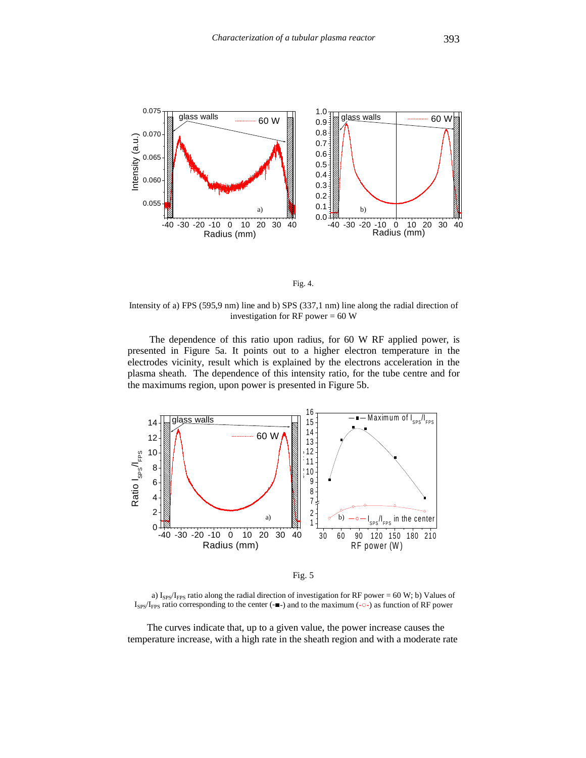Fig. 4.

Intensity of a) FPS (595,9 nm) line and b) SPS (337,1 nm) line along the radial direction of investigation for RF power = 60 W

The dependence of this ratio upon radius, for 60 W RF applied power, is presented in Figure 5a. It points out to a higher electron temperature in the electrodes vicinity, result which is explained by the electrons acceleration in the plasma sheath. The dependence of this intensity ratio, for the tube centre and for the maximums region, upon power is presented in Figure 5b.

Fig. 5

a) $I_{SPS}/I_{FPS}$ ratio along the radial direction of investigation for RF power = 60 W; b) Values of $I_{SPS}/I_{FPS}$ ratio corresponding to the center (-■-) and to the maximum (-○-) as function of RF power

The curves indicate that, up to a given value, the power increase causes the temperature increase, with a high rate in the sheath region and with a moderate rate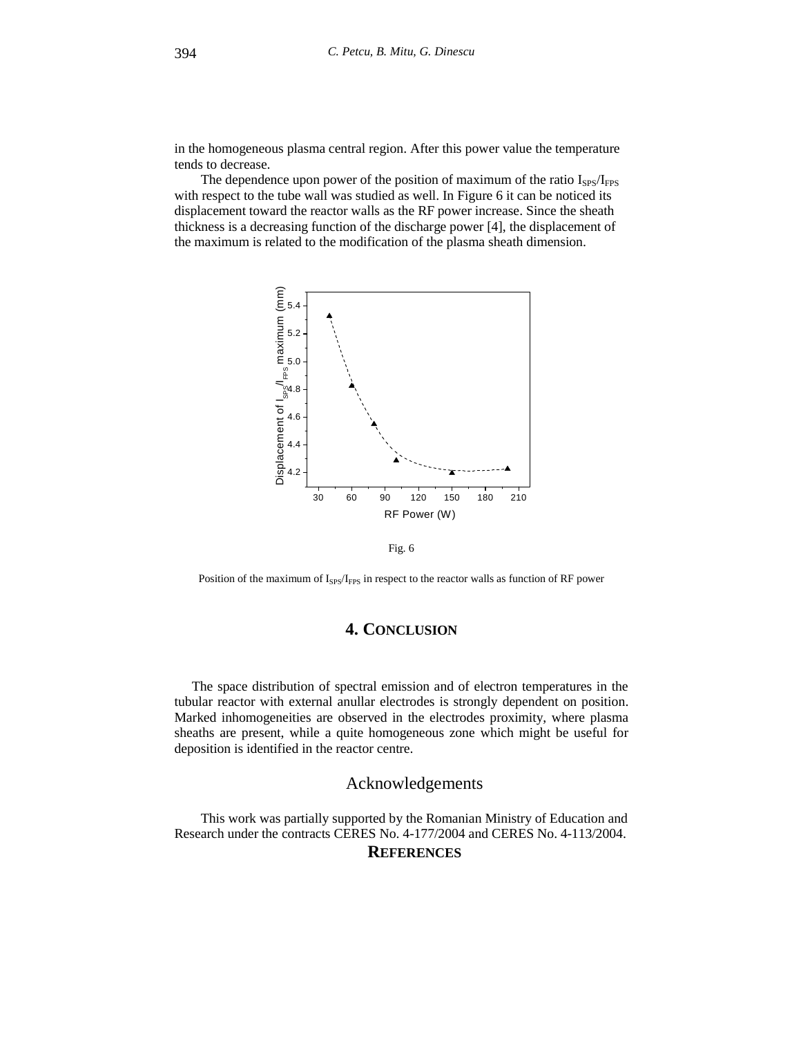in the homogeneous plasma central region. After this power value the temperature tends to decrease.

The dependence upon power of the position of maximum of the ratio $I_{SPS}/I_{FPS}$ with respect to the tube wall was studied as well. In Figure 6 it can be noticed its displacement toward the reactor walls as the RF power increase. Since the sheath thickness is a decreasing function of the discharge power [4], the displacement of the maximum is related to the modification of the plasma sheath dimension.

Fig. 6

Position of the maximum of $I_{SPS}/I_{FPS}$ in respect to the reactor walls as function of RF power

## 4. CONCLUSION

The space distribution of spectral emission and of electron temperatures in the tubular reactor with external anullar electrodes is strongly dependent on position. Marked inhomogeneities are observed in the electrodes proximity, where plasma sheaths are present, while a quite homogeneous zone which might be useful for deposition is identified in the reactor centre.

## Acknowledgements

This work was partially supported by the Romanian Ministry of Education and Research under the contracts CERES No. 4-177/2004 and CERES No. 4-113/2004.

## REFERENCES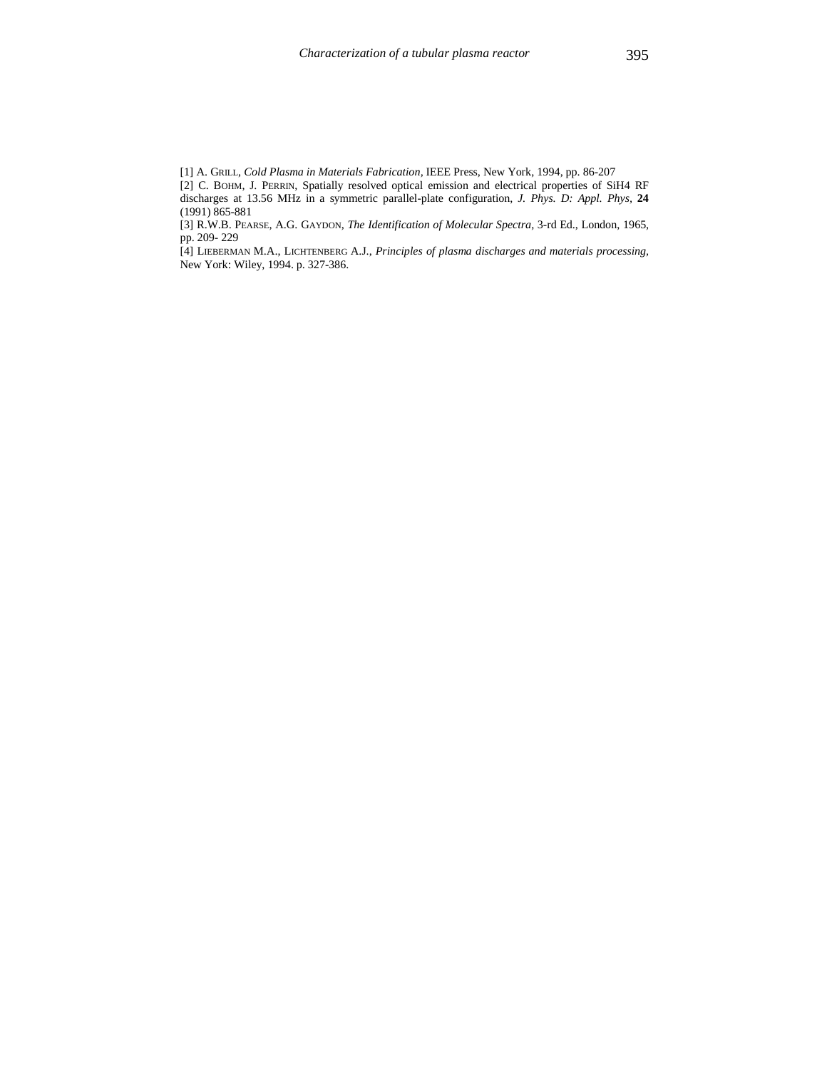[1] A. GRILL, *Cold Plasma in Materials Fabrication*, IEEE Press, New York, 1994, pp. 86-207

[2] C. BOHM, J. PERRIN, Spatially resolved optical emission and electrical properties of $SiH_4$ RF discharges at 13.56 MHz in a symmetric parallel-plate configuration, *J. Phys. D: Appl. Phys*, **24** (1991) 865-881

[3] R.W.B. PEARSE, A.G. GAYDON, *The Identification of Molecular Spectra*, 3-rd Ed., London, 1965, pp. 209- 229

[4] LIEBERMAN M.A., LICHTENBERG A.J., *Principles of plasma discharges and materials processing*, New York: Wiley, 1994. p. 327-386.